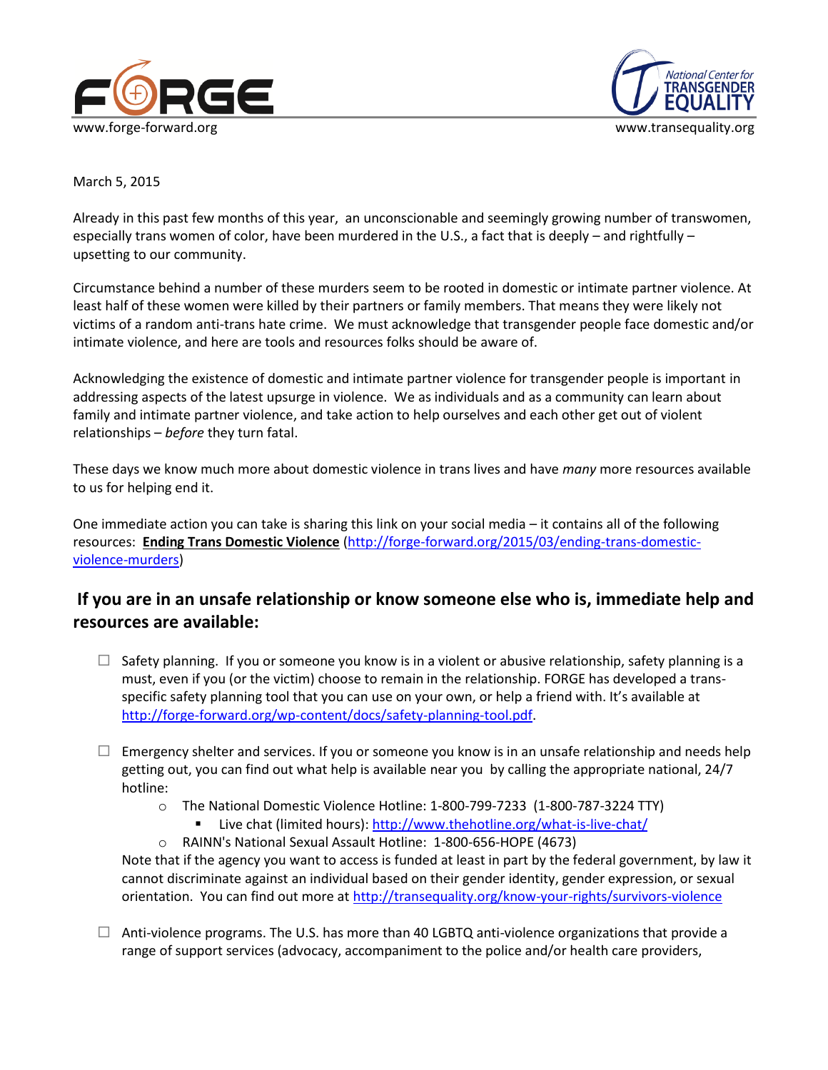FORGE

www.forge-forward.org

National Center for TRANSGENDER EQUALITY

www.transequality.org

March 5, 2015

Already in this past few months of this year, an unconscionable and seemingly growing number of transwomen, especially trans women of color, have been murdered in the U.S., a fact that is deeply – and rightfully – upsetting to our community.

Circumstance behind a number of these murders seem to be rooted in domestic or intimate partner violence. At least half of these women were killed by their partners or family members. That means they were likely not victims of a random anti-trans hate crime. We must acknowledge that transgender people face domestic and/or intimate violence, and here are tools and resources folks should be aware of.

Acknowledging the existence of domestic and intimate partner violence for transgender people is important in addressing aspects of the latest upsurge in violence. We as individuals and as a community can learn about family and intimate partner violence, and take action to help ourselves and each other get out of violent relationships – *before* they turn fatal.

These days we know much more about domestic violence in trans lives and have *many* more resources available to us for helping end it.

One immediate action you can take is sharing this link on your social media – it contains all of the following resources: **Ending Trans Domestic Violence** (http://forge-forward.org/2015/03/ending-trans-domestic-violence-murders)

## If you are in an unsafe relationship or know someone else who is, immediate help and resources are available:

- ☐ Safety planning. If you or someone you know is in a violent or abusive relationship, safety planning is a must, even if you (or the victim) choose to remain in the relationship. FORGE has developed a trans-specific safety planning tool that you can use on your own, or help a friend with. It's available at http://forge-forward.org/wp-content/docs/safety-planning-tool.pdf.

- ☐ Emergency shelter and services. If you or someone you know is in an unsafe relationship and needs help getting out, you can find out what help is available near you by calling the appropriate national, 24/7 hotline:
  - The National Domestic Violence Hotline: 1-800-799-7233 (1-800-787-3224 TTY)
    - Live chat (limited hours): http://www.thehotline.org/what-is-live-chat/
  - RAINN's National Sexual Assault Hotline: 1-800-656-HOPE (4673)

  Note that if the agency you want to access is funded at least in part by the federal government, by law it cannot discriminate against an individual based on their gender identity, gender expression, or sexual orientation. You can find out more at http://transequality.org/know-your-rights/survivors-violence

- ☐ Anti-violence programs. The U.S. has more than 40 LGBTQ anti-violence organizations that provide a range of support services (advocacy, accompaniment to the police and/or health care providers,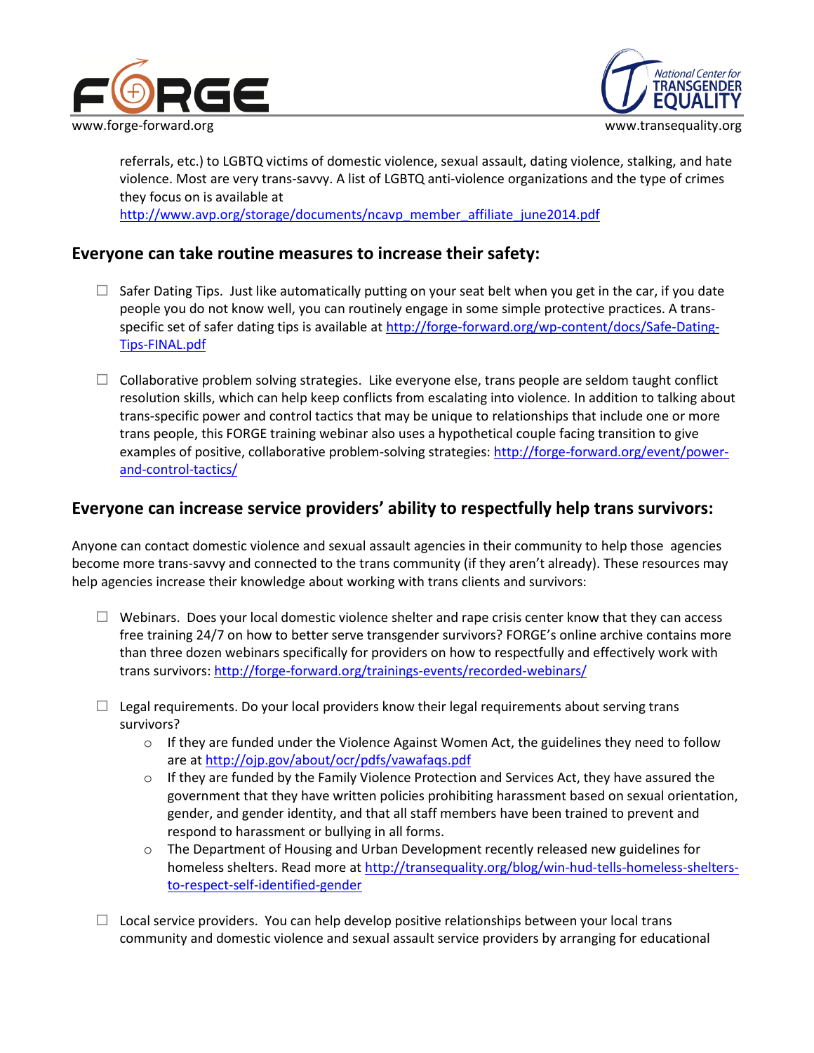referrals, etc.) to LGBTQ victims of domestic violence, sexual assault, dating violence, stalking, and hate violence. Most are very trans-savvy. A list of LGBTQ anti-violence organizations and the type of crimes they focus on is available at http://www.avp.org/storage/documents/ncavp_member_affiliate_june2014.pdf

## Everyone can take routine measures to increase their safety:

- ☐ Safer Dating Tips. Just like automatically putting on your seat belt when you get in the car, if you date people you do not know well, you can routinely engage in some simple protective practices. A trans-specific set of safer dating tips is available at http://forge-forward.org/wp-content/docs/Safe-Dating-Tips-FINAL.pdf

- ☐ Collaborative problem solving strategies. Like everyone else, trans people are seldom taught conflict resolution skills, which can help keep conflicts from escalating into violence. In addition to talking about trans-specific power and control tactics that may be unique to relationships that include one or more trans people, this FORGE training webinar also uses a hypothetical couple facing transition to give examples of positive, collaborative problem-solving strategies: http://forge-forward.org/event/power-and-control-tactics/

## Everyone can increase service providers' ability to respectfully help trans survivors:

Anyone can contact domestic violence and sexual assault agencies in their community to help those agencies become more trans-savvy and connected to the trans community (if they aren't already). These resources may help agencies increase their knowledge about working with trans clients and survivors:

- ☐ Webinars. Does your local domestic violence shelter and rape crisis center know that they can access free training 24/7 on how to better serve transgender survivors? FORGE's online archive contains more than three dozen webinars specifically for providers on how to respectfully and effectively work with trans survivors: http://forge-forward.org/trainings-events/recorded-webinars/

- ☐ Legal requirements. Do your local providers know their legal requirements about serving trans survivors?
  - If they are funded under the Violence Against Women Act, the guidelines they need to follow are at http://ojp.gov/about/ocr/pdfs/vawafaqs.pdf
  - If they are funded by the Family Violence Protection and Services Act, they have assured the government that they have written policies prohibiting harassment based on sexual orientation, gender, and gender identity, and that all staff members have been trained to prevent and respond to harassment or bullying in all forms.
  - The Department of Housing and Urban Development recently released new guidelines for homeless shelters. Read more at http://transequality.org/blog/win-hud-tells-homeless-shelters-to-respect-self-identified-gender

- ☐ Local service providers. You can help develop positive relationships between your local trans community and domestic violence and sexual assault service providers by arranging for educational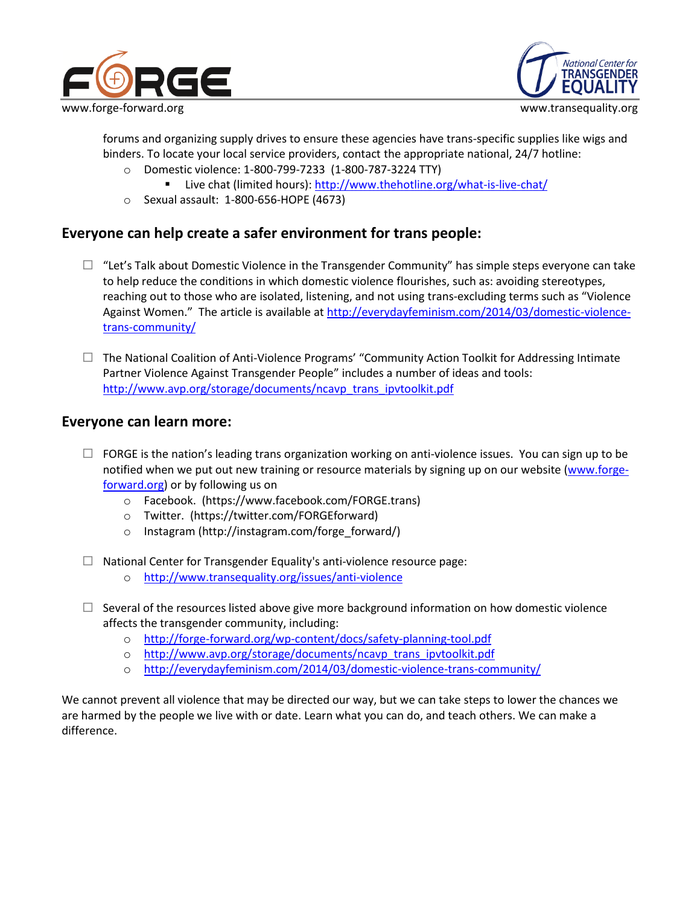forums and organizing supply drives to ensure these agencies have trans-specific supplies like wigs and binders. To locate your local service providers, contact the appropriate national, 24/7 hotline:

- Domestic violence: 1-800-799-7233 (1-800-787-3224 TTY)
  - Live chat (limited hours): http://www.thehotline.org/what-is-live-chat/
- Sexual assault: 1-800-656-HOPE (4673)

## Everyone can help create a safer environment for trans people:

- ☐ "Let's Talk about Domestic Violence in the Transgender Community" has simple steps everyone can take to help reduce the conditions in which domestic violence flourishes, such as: avoiding stereotypes, reaching out to those who are isolated, listening, and not using trans-excluding terms such as "Violence Against Women." The article is available at http://everydayfeminism.com/2014/03/domestic-violence-trans-community/

- ☐ The National Coalition of Anti-Violence Programs' "Community Action Toolkit for Addressing Intimate Partner Violence Against Transgender People" includes a number of ideas and tools: http://www.avp.org/storage/documents/ncavp_trans_ipvtoolkit.pdf

## Everyone can learn more:

- ☐ FORGE is the nation's leading trans organization working on anti-violence issues. You can sign up to be notified when we put out new training or resource materials by signing up on our website (www.forge-forward.org) or by following us on
  - Facebook. (https://www.facebook.com/FORGE.trans)
  - Twitter. (https://twitter.com/FORGEforward)
  - Instagram (http://instagram.com/forge_forward/)

- ☐ National Center for Transgender Equality's anti-violence resource page:
  - http://www.transequality.org/issues/anti-violence

- ☐ Several of the resources listed above give more background information on how domestic violence affects the transgender community, including:
  - http://forge-forward.org/wp-content/docs/safety-planning-tool.pdf
  - http://www.avp.org/storage/documents/ncavp_trans_ipvtoolkit.pdf
  - http://everydayfeminism.com/2014/03/domestic-violence-trans-community/

We cannot prevent all violence that may be directed our way, but we can take steps to lower the chances we are harmed by the people we live with or date. Learn what you can do, and teach others. We can make a difference.